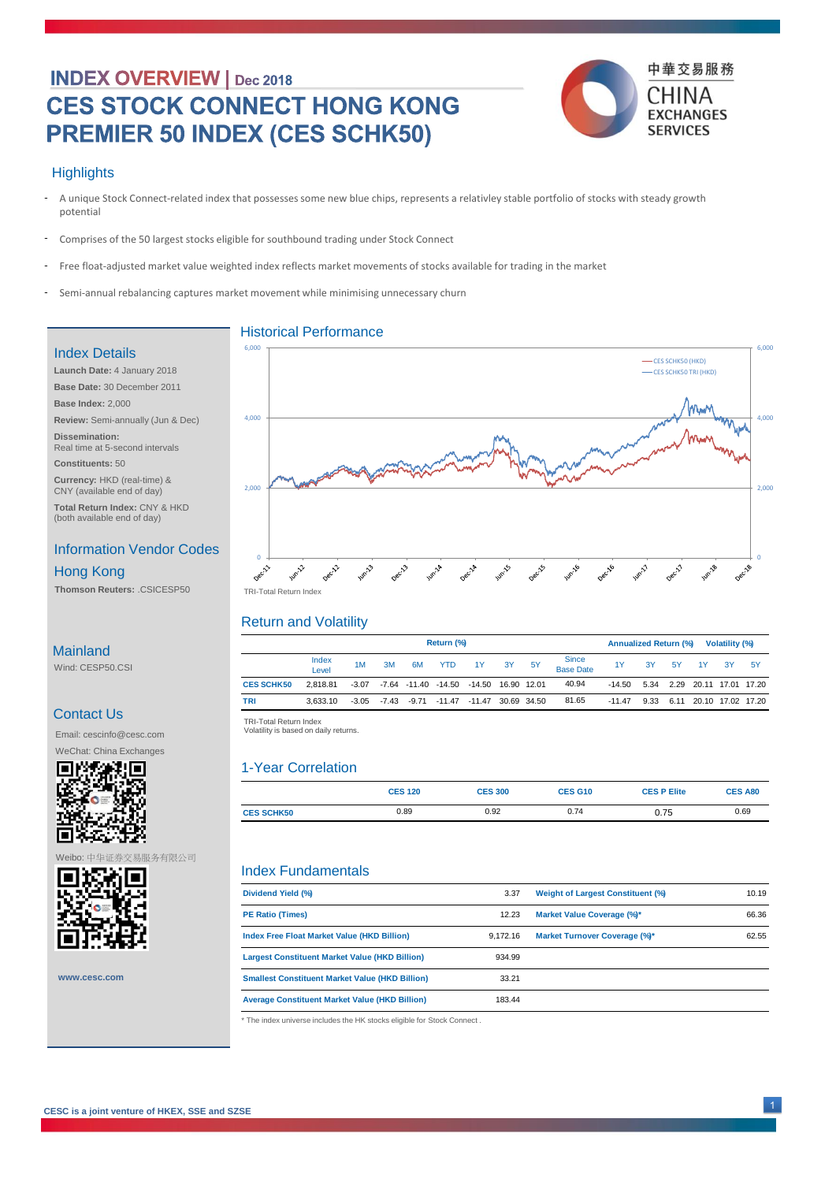# INDEX OVERVIEW | Dec 2018

# CES STOCK CONNECT HONG KONG PREMIER 50 INDEX (CES SCHK50)

中華交易服務 CHINA EXCHANGES SERVICES

## Highlights

- A unique Stock Connect-related index that possesses some new blue chips, represents a relativley stable portfolio of stocks with steady growth potential
- Comprises of the 50 largest stocks eligible for southbound trading under Stock Connect
- Free float-adjusted market value weighted index reflects market movements of stocks available for trading in the market
- Semi-annual rebalancing captures market movement while minimising unnecessary churn

## Index Details

**Launch Date:** 4 January 2018

**Base Date:** 30 December 2011

**Base Index:** 2,000

**Review:** Semi-annually (Jun & Dec)

**Dissemination:** Real time at 5-second intervals

**Constituents:** 50

**Currency:** HKD (real-time) & CNY (available end of day)

**Total Return Index:** CNY & HKD (both available end of day)

## Information Vendor Codes

### Hong Kong

**Thomson Reuters:** .CSICESP50

### Mainland

Wind: CESP50.CSI

## Contact Us

Email: cescinfo@cesc.com

WeChat: China Exchanges

Weibo: 中华证券交易服务有限公司

www.cesc.com

## Historical Performance

CES SCHK50 (HKD)
CES SCHK50 TRI (HKD)

TRI-Total Return Index

## Return and Volatility

| | Index Level | Return (%) 1M | 3M | 6M | YTD | 1Y | 3Y | 5Y | Since Base Date | Annualized Return (%) 1Y | 3Y | 5Y | Volatility (%) 1Y | 3Y | 5Y |
|---|---|---|---|---|---|---|---|---|---|---|---|---|---|---|---|
| CES SCHK50 | 2,818.81 | -3.07 | -7.64 | -11.40 | -14.50 | -14.50 | 16.90 | 12.01 | 40.94 | -14.50 | 5.34 | 2.29 | 20.11 | 17.01 | 17.20 |
| TRI | 3,633.10 | -3.05 | -7.43 | -9.71 | -11.47 | -11.47 | 30.69 | 34.50 | 81.65 | -11.47 | 9.33 | 6.11 | 20.10 | 17.02 | 17.20 |

TRI-Total Return Index
Volatility is based on daily returns.

## 1-Year Correlation

| | CES 120 | CES 300 | CES G10 | CES P Elite | CES A80 |
|---|---|---|---|---|---|
| CES SCHK50 | 0.89 | 0.92 | 0.74 | 0.75 | 0.69 |

## Index Fundamentals

| | | | |
|---|---|---|---|
| Dividend Yield (%) | 3.37 | Weight of Largest Constituent (%) | 10.19 |
| PE Ratio (Times) | 12.23 | Market Value Coverage (%)* | 66.36 |
| Index Free Float Market Value (HKD Billion) | 9,172.16 | Market Turnover Coverage (%)* | 62.55 |
| Largest Constituent Market Value (HKD Billion) | 934.99 | | |
| Smallest Constituent Market Value (HKD Billion) | 33.21 | | |
| Average Constituent Market Value (HKD Billion) | 183.44 | | |

\* The index universe includes the HK stocks eligible for Stock Connect .

CESC is a joint venture of HKEX, SSE and SZSE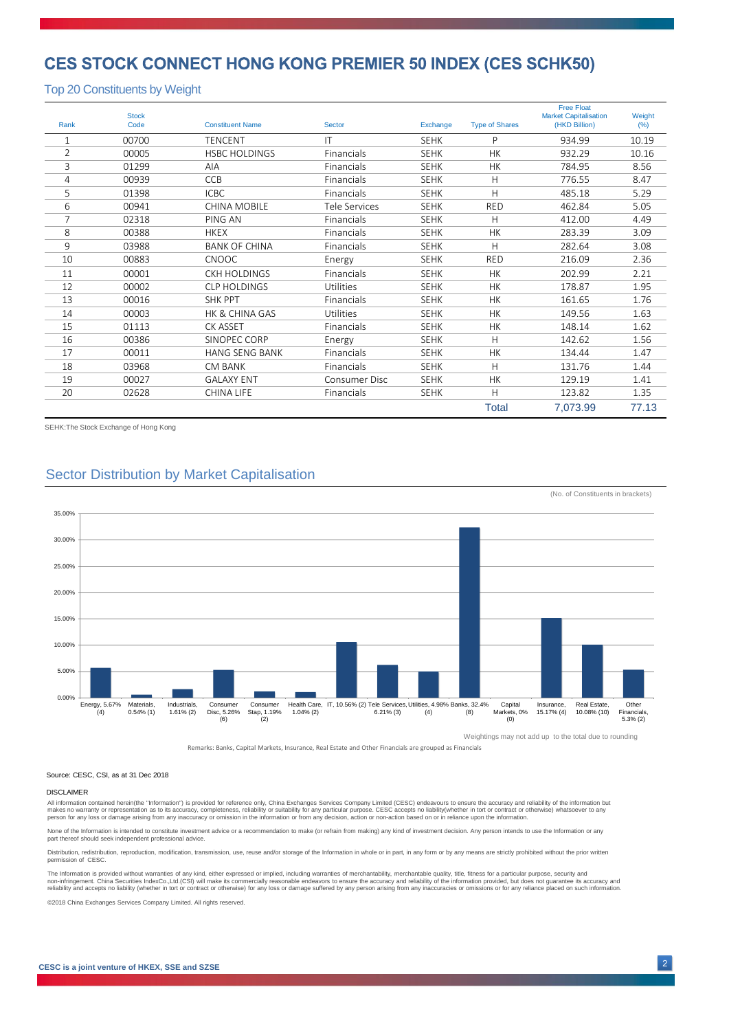# CES STOCK CONNECT HONG KONG PREMIER 50 INDEX (CES SCHK50)

## Top 20 Constituents by Weight

| Rank | Stock Code | Constituent Name | Sector | Exchange | Type of Shares | Free Float Market Capitalisation (HKD Billion) | Weight (%) |
|---|---|---|---|---|---|---|---|
| 1 | 00700 | TENCENT | IT | SEHK | P | 934.99 | 10.19 |
| 2 | 00005 | HSBC HOLDINGS | Financials | SEHK | HK | 932.29 | 10.16 |
| 3 | 01299 | AIA | Financials | SEHK | HK | 784.95 | 8.56 |
| 4 | 00939 | CCB | Financials | SEHK | H | 776.55 | 8.47 |
| 5 | 01398 | ICBC | Financials | SEHK | H | 485.18 | 5.29 |
| 6 | 00941 | CHINA MOBILE | Tele Services | SEHK | RED | 462.84 | 5.05 |
| 7 | 02318 | PING AN | Financials | SEHK | H | 412.00 | 4.49 |
| 8 | 00388 | HKEX | Financials | SEHK | HK | 283.39 | 3.09 |
| 9 | 03988 | BANK OF CHINA | Financials | SEHK | H | 282.64 | 3.08 |
| 10 | 00883 | CNOOC | Energy | SEHK | RED | 216.09 | 2.36 |
| 11 | 00001 | CKH HOLDINGS | Financials | SEHK | HK | 202.99 | 2.21 |
| 12 | 00002 | CLP HOLDINGS | Utilities | SEHK | HK | 178.87 | 1.95 |
| 13 | 00016 | SHK PPT | Financials | SEHK | HK | 161.65 | 1.76 |
| 14 | 00003 | HK & CHINA GAS | Utilities | SEHK | HK | 149.56 | 1.63 |
| 15 | 01113 | CK ASSET | Financials | SEHK | HK | 148.14 | 1.62 |
| 16 | 00386 | SINOPEC CORP | Energy | SEHK | H | 142.62 | 1.56 |
| 17 | 00011 | HANG SENG BANK | Financials | SEHK | HK | 134.44 | 1.47 |
| 18 | 03968 | CM BANK | Financials | SEHK | H | 131.76 | 1.44 |
| 19 | 00027 | GALAXY ENT | Consumer Disc | SEHK | HK | 129.19 | 1.41 |
| 20 | 02628 | CHINA LIFE | Financials | SEHK | H | 123.82 | 1.35 |
| | | | | | Total | 7,073.99 | 77.13 |

SEHK:The Stock Exchange of Hong Kong

## Sector Distribution by Market Capitalisation

(No. of Constituents in brackets)

35.00%
30.00%
25.00%
20.00%
15.00%
10.00%
5.00%
0.00%

Energy, 5.67% (4)
Materials, 0.54% (1)
Industrials, 1.61% (2)
Consumer Disc, 5.26% (6)
Consumer Stap, 1.19% (2)
Health Care, 1.04% (2)
IT, 10.56% (2)
Tele Services, 6.21% (3)
Utilities, 4.98% (4)
Banks, 32.4% (8)
Capital Markets, 0% (0)
Insurance, 15.17% (4)
Real Estate, 10.08% (10)
Other Financials, 5.3% (2)

Weightings may not add up to the total due to rounding

Remarks: Banks, Capital Markets, Insurance, Real Estate and Other Financials are grouped as Financials

Source: CESC, CSI, as at 31 Dec 2018

DISCLAIMER

All information contained herein(the "Information") is provided for reference only, China Exchanges Services Company Limited (CESC) endeavours to ensure the accuracy and reliability of the information but makes no warranty or representation as to its accuracy, completeness, reliability or suitability for any particular purpose. CESC accepts no liability(whether in tort or contract or otherwise) whatsoever to any person for any loss or damage arising from any inaccuracy or omission in the information or from any decision, action or non-action based on or in reliance upon the information.

None of the Information is intended to constitute investment advice or a recommendation to make (or refrain from making) any kind of investment decision. Any person intends to use the Information or any part thereof should seek independent professional advice.

Distribution, redistribution, reproduction, modification, transmission, use, reuse and/or storage of the Information in whole or in part, in any form or by any means are strictly prohibited without the prior written permission of CESC.

The Information is provided without warranties of any kind, either expressed or implied, including warranties of merchantability, merchantable quality, title, fitness for a particular purpose, security and non-infringement. China Securities IndexCo.,Ltd.(CSI) will make its commercially reasonable endeavors to ensure the accuracy and reliability of the information provided, but does not guarantee its accuracy and reliability and accepts no liability (whether in tort or contract or otherwise) for any loss or damage suffered by any person arising from any inaccuracies or omissions or for any reliance placed on such information.

©2018 China Exchanges Services Company Limited. All rights reserved.

**CESC is a joint venture of HKEX, SSE and SZSE**